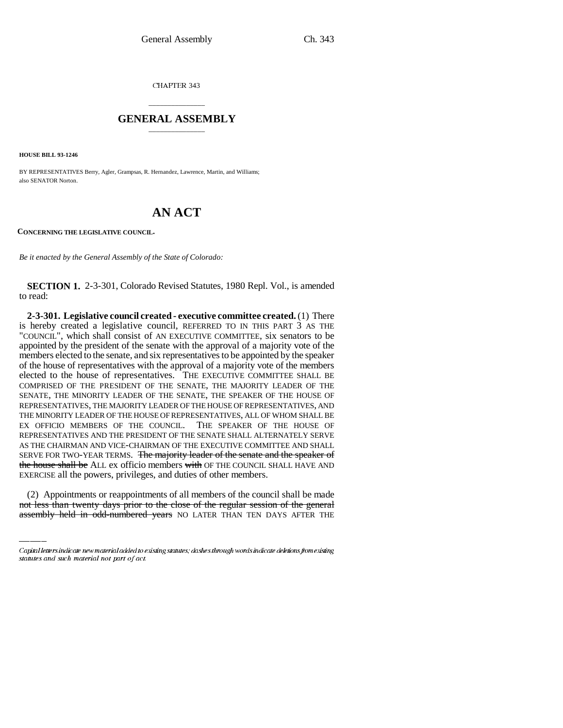CHAPTER 343

## GENERAL ASSEMBLY

**HOUSE BILL 93-1246**

BY REPRESENTATIVES Berry, Agler, Grampsas, R. Hernandez, Lawrence, Martin, and Williams; also SENATOR Norton.

# AN ACT

**CONCERNING THE LEGISLATIVE COUNCIL.**

*Be it enacted by the General Assembly of the State of Colorado:*

**SECTION 1.** 2-3-301, Colorado Revised Statutes, 1980 Repl. Vol., is amended to read:

**2-3-301. Legislative council created - executive committee created.** (1) There is hereby created a legislative council, REFERRED TO IN THIS PART 3 AS THE "COUNCIL", which shall consist of AN EXECUTIVE COMMITTEE, six senators to be appointed by the president of the senate with the approval of a majority vote of the members elected to the senate, and six representatives to be appointed by the speaker of the house of representatives with the approval of a majority vote of the members elected to the house of representatives. THE EXECUTIVE COMMITTEE SHALL BE COMPRISED OF THE PRESIDENT OF THE SENATE, THE MAJORITY LEADER OF THE SENATE, THE MINORITY LEADER OF THE SENATE, THE SPEAKER OF THE HOUSE OF REPRESENTATIVES, THE MAJORITY LEADER OF THE HOUSE OF REPRESENTATIVES, AND THE MINORITY LEADER OF THE HOUSE OF REPRESENTATIVES, ALL OF WHOM SHALL BE EX OFFICIO MEMBERS OF THE COUNCIL. THE SPEAKER OF THE HOUSE OF REPRESENTATIVES AND THE PRESIDENT OF THE SENATE SHALL ALTERNATELY SERVE AS THE CHAIRMAN AND VICE-CHAIRMAN OF THE EXECUTIVE COMMITTEE AND SHALL SERVE FOR TWO-YEAR TERMS. ~~The majority leader of the senate and the speaker of the house shall be~~ ALL ex officio members ~~with~~ OF THE COUNCIL SHALL HAVE AND EXERCISE all the powers, privileges, and duties of other members.

(2) Appointments or reappointments of all members of the council shall be made ~~not less than twenty days prior to the close of the regular session of the general assembly held in odd-numbered years~~ NO LATER THAN TEN DAYS AFTER THE

*Capital letters indicate new material added to existing statutes; dashes through words indicate deletions from existing statutes and such material not part of act.*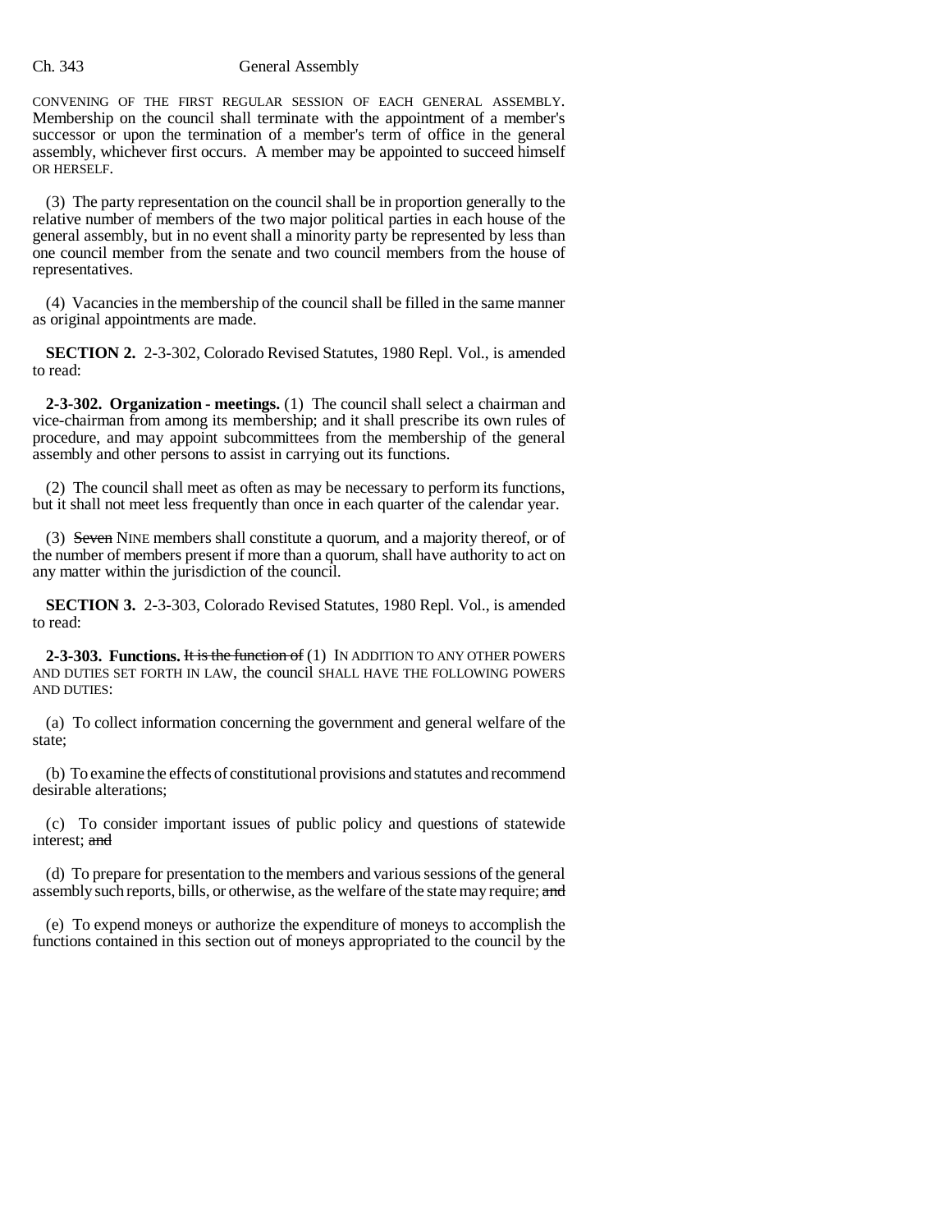CONVENING OF THE FIRST REGULAR SESSION OF EACH GENERAL ASSEMBLY. Membership on the council shall terminate with the appointment of a member's successor or upon the termination of a member's term of office in the general assembly, whichever first occurs. A member may be appointed to succeed himself OR HERSELF.

(3) The party representation on the council shall be in proportion generally to the relative number of members of the two major political parties in each house of the general assembly, but in no event shall a minority party be represented by less than one council member from the senate and two council members from the house of representatives.

(4) Vacancies in the membership of the council shall be filled in the same manner as original appointments are made.

**SECTION 2.** 2-3-302, Colorado Revised Statutes, 1980 Repl. Vol., is amended to read:

**2-3-302. Organization - meetings.** (1) The council shall select a chairman and vice-chairman from among its membership; and it shall prescribe its own rules of procedure, and may appoint subcommittees from the membership of the general assembly and other persons to assist in carrying out its functions.

(2) The council shall meet as often as may be necessary to perform its functions, but it shall not meet less frequently than once in each quarter of the calendar year.

(3) ~~Seven~~ NINE members shall constitute a quorum, and a majority thereof, or of the number of members present if more than a quorum, shall have authority to act on any matter within the jurisdiction of the council.

**SECTION 3.** 2-3-303, Colorado Revised Statutes, 1980 Repl. Vol., is amended to read:

**2-3-303. Functions.** ~~It is the function of~~ (1) IN ADDITION TO ANY OTHER POWERS AND DUTIES SET FORTH IN LAW, the council SHALL HAVE THE FOLLOWING POWERS AND DUTIES:

(a) To collect information concerning the government and general welfare of the state;

(b) To examine the effects of constitutional provisions and statutes and recommend desirable alterations;

(c) To consider important issues of public policy and questions of statewide interest; ~~and~~

(d) To prepare for presentation to the members and various sessions of the general assembly such reports, bills, or otherwise, as the welfare of the state may require; ~~and~~

(e) To expend moneys or authorize the expenditure of moneys to accomplish the functions contained in this section out of moneys appropriated to the council by the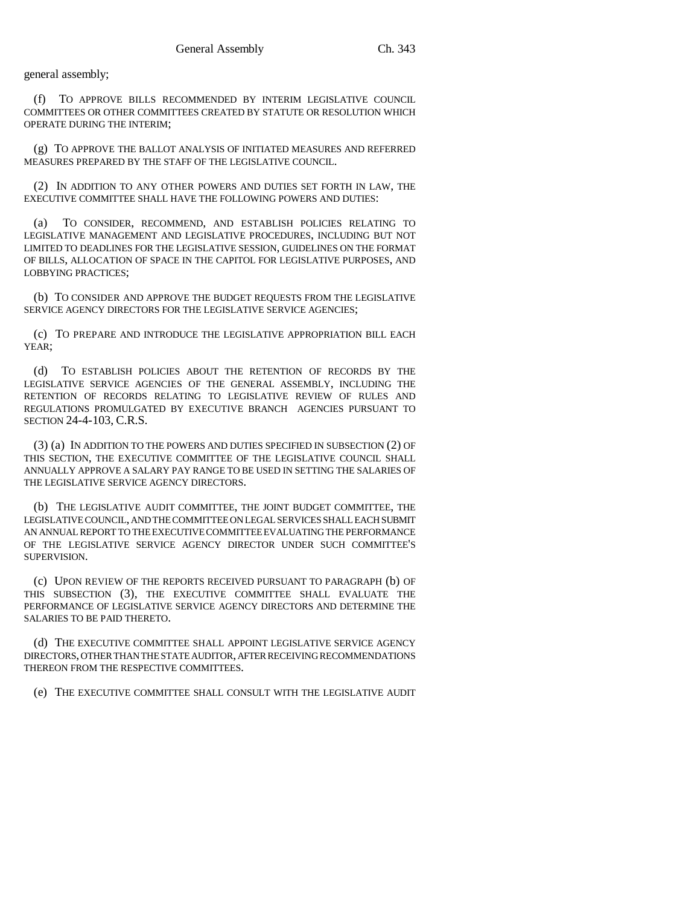general assembly;

(f) TO APPROVE BILLS RECOMMENDED BY INTERIM LEGISLATIVE COUNCIL COMMITTEES OR OTHER COMMITTEES CREATED BY STATUTE OR RESOLUTION WHICH OPERATE DURING THE INTERIM;

(g) TO APPROVE THE BALLOT ANALYSIS OF INITIATED MEASURES AND REFERRED MEASURES PREPARED BY THE STAFF OF THE LEGISLATIVE COUNCIL.

(2) IN ADDITION TO ANY OTHER POWERS AND DUTIES SET FORTH IN LAW, THE EXECUTIVE COMMITTEE SHALL HAVE THE FOLLOWING POWERS AND DUTIES:

(a) TO CONSIDER, RECOMMEND, AND ESTABLISH POLICIES RELATING TO LEGISLATIVE MANAGEMENT AND LEGISLATIVE PROCEDURES, INCLUDING BUT NOT LIMITED TO DEADLINES FOR THE LEGISLATIVE SESSION, GUIDELINES ON THE FORMAT OF BILLS, ALLOCATION OF SPACE IN THE CAPITOL FOR LEGISLATIVE PURPOSES, AND LOBBYING PRACTICES;

(b) TO CONSIDER AND APPROVE THE BUDGET REQUESTS FROM THE LEGISLATIVE SERVICE AGENCY DIRECTORS FOR THE LEGISLATIVE SERVICE AGENCIES;

(c) TO PREPARE AND INTRODUCE THE LEGISLATIVE APPROPRIATION BILL EACH YEAR;

(d) TO ESTABLISH POLICIES ABOUT THE RETENTION OF RECORDS BY THE LEGISLATIVE SERVICE AGENCIES OF THE GENERAL ASSEMBLY, INCLUDING THE RETENTION OF RECORDS RELATING TO LEGISLATIVE REVIEW OF RULES AND REGULATIONS PROMULGATED BY EXECUTIVE BRANCH AGENCIES PURSUANT TO SECTION 24-4-103, C.R.S.

(3) (a) IN ADDITION TO THE POWERS AND DUTIES SPECIFIED IN SUBSECTION (2) OF THIS SECTION, THE EXECUTIVE COMMITTEE OF THE LEGISLATIVE COUNCIL SHALL ANNUALLY APPROVE A SALARY PAY RANGE TO BE USED IN SETTING THE SALARIES OF THE LEGISLATIVE SERVICE AGENCY DIRECTORS.

(b) THE LEGISLATIVE AUDIT COMMITTEE, THE JOINT BUDGET COMMITTEE, THE LEGISLATIVE COUNCIL, AND THE COMMITTEE ON LEGAL SERVICES SHALL EACH SUBMIT AN ANNUAL REPORT TO THE EXECUTIVE COMMITTEE EVALUATING THE PERFORMANCE OF THE LEGISLATIVE SERVICE AGENCY DIRECTOR UNDER SUCH COMMITTEE'S SUPERVISION.

(c) UPON REVIEW OF THE REPORTS RECEIVED PURSUANT TO PARAGRAPH (b) OF THIS SUBSECTION (3), THE EXECUTIVE COMMITTEE SHALL EVALUATE THE PERFORMANCE OF LEGISLATIVE SERVICE AGENCY DIRECTORS AND DETERMINE THE SALARIES TO BE PAID THERETO.

(d) THE EXECUTIVE COMMITTEE SHALL APPOINT LEGISLATIVE SERVICE AGENCY DIRECTORS, OTHER THAN THE STATE AUDITOR, AFTER RECEIVING RECOMMENDATIONS THEREON FROM THE RESPECTIVE COMMITTEES.

(e) THE EXECUTIVE COMMITTEE SHALL CONSULT WITH THE LEGISLATIVE AUDIT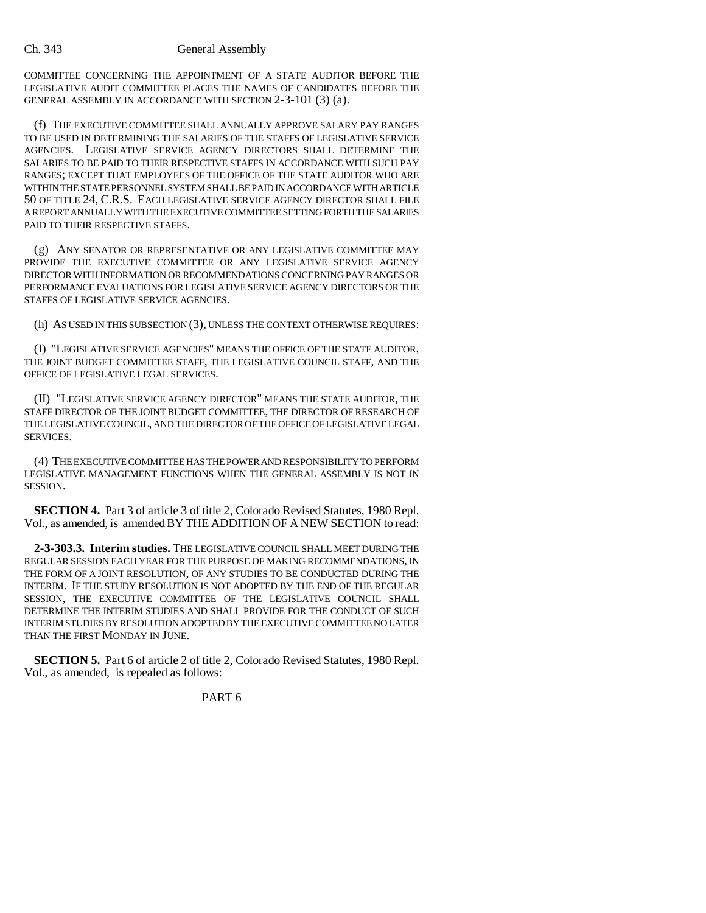COMMITTEE CONCERNING THE APPOINTMENT OF A STATE AUDITOR BEFORE THE LEGISLATIVE AUDIT COMMITTEE PLACES THE NAMES OF CANDIDATES BEFORE THE GENERAL ASSEMBLY IN ACCORDANCE WITH SECTION 2-3-101 (3) (a).

(f) THE EXECUTIVE COMMITTEE SHALL ANNUALLY APPROVE SALARY PAY RANGES TO BE USED IN DETERMINING THE SALARIES OF THE STAFFS OF LEGISLATIVE SERVICE AGENCIES. LEGISLATIVE SERVICE AGENCY DIRECTORS SHALL DETERMINE THE SALARIES TO BE PAID TO THEIR RESPECTIVE STAFFS IN ACCORDANCE WITH SUCH PAY RANGES; EXCEPT THAT EMPLOYEES OF THE OFFICE OF THE STATE AUDITOR WHO ARE WITHIN THE STATE PERSONNEL SYSTEM SHALL BE PAID IN ACCORDANCE WITH ARTICLE 50 OF TITLE 24, C.R.S. EACH LEGISLATIVE SERVICE AGENCY DIRECTOR SHALL FILE A REPORT ANNUALLY WITH THE EXECUTIVE COMMITTEE SETTING FORTH THE SALARIES PAID TO THEIR RESPECTIVE STAFFS.

(g) ANY SENATOR OR REPRESENTATIVE OR ANY LEGISLATIVE COMMITTEE MAY PROVIDE THE EXECUTIVE COMMITTEE OR ANY LEGISLATIVE SERVICE AGENCY DIRECTOR WITH INFORMATION OR RECOMMENDATIONS CONCERNING PAY RANGES OR PERFORMANCE EVALUATIONS FOR LEGISLATIVE SERVICE AGENCY DIRECTORS OR THE STAFFS OF LEGISLATIVE SERVICE AGENCIES.

(h) AS USED IN THIS SUBSECTION (3), UNLESS THE CONTEXT OTHERWISE REQUIRES:

(I) "LEGISLATIVE SERVICE AGENCIES" MEANS THE OFFICE OF THE STATE AUDITOR, THE JOINT BUDGET COMMITTEE STAFF, THE LEGISLATIVE COUNCIL STAFF, AND THE OFFICE OF LEGISLATIVE LEGAL SERVICES.

(II) "LEGISLATIVE SERVICE AGENCY DIRECTOR" MEANS THE STATE AUDITOR, THE STAFF DIRECTOR OF THE JOINT BUDGET COMMITTEE, THE DIRECTOR OF RESEARCH OF THE LEGISLATIVE COUNCIL, AND THE DIRECTOR OF THE OFFICE OF LEGISLATIVE LEGAL SERVICES.

(4) THE EXECUTIVE COMMITTEE HAS THE POWER AND RESPONSIBILITY TO PERFORM LEGISLATIVE MANAGEMENT FUNCTIONS WHEN THE GENERAL ASSEMBLY IS NOT IN SESSION.

**SECTION 4.** Part 3 of article 3 of title 2, Colorado Revised Statutes, 1980 Repl. Vol., as amended, is amended BY THE ADDITION OF A NEW SECTION to read:

**2-3-303.3. Interim studies.** THE LEGISLATIVE COUNCIL SHALL MEET DURING THE REGULAR SESSION EACH YEAR FOR THE PURPOSE OF MAKING RECOMMENDATIONS, IN THE FORM OF A JOINT RESOLUTION, OF ANY STUDIES TO BE CONDUCTED DURING THE INTERIM. IF THE STUDY RESOLUTION IS NOT ADOPTED BY THE END OF THE REGULAR SESSION, THE EXECUTIVE COMMITTEE OF THE LEGISLATIVE COUNCIL SHALL DETERMINE THE INTERIM STUDIES AND SHALL PROVIDE FOR THE CONDUCT OF SUCH INTERIM STUDIES BY RESOLUTION ADOPTED BY THE EXECUTIVE COMMITTEE NO LATER THAN THE FIRST MONDAY IN JUNE.

**SECTION 5.** Part 6 of article 2 of title 2, Colorado Revised Statutes, 1980 Repl. Vol., as amended, is repealed as follows:

PART 6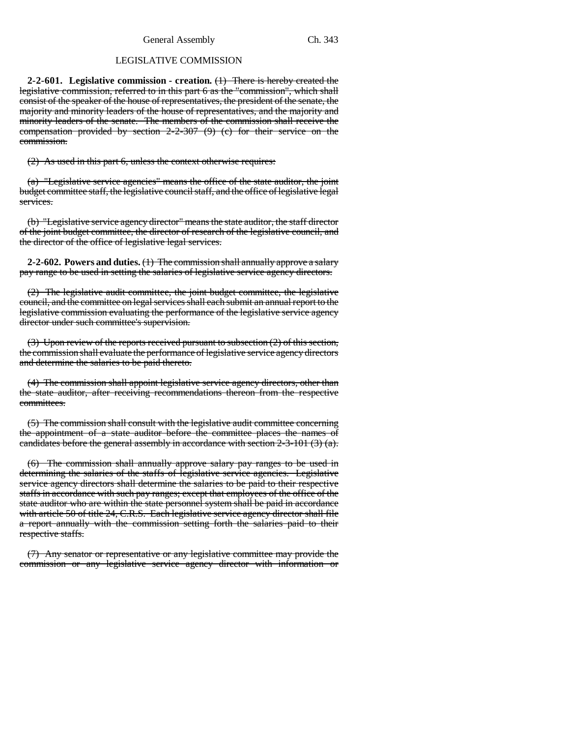## LEGISLATIVE COMMISSION

**2-2-601. Legislative commission - creation.** ~~(1) There is hereby created the legislative commission, referred to in this part 6 as the "commission", which shall consist of the speaker of the house of representatives, the president of the senate, the majority and minority leaders of the house of representatives, and the majority and minority leaders of the senate. The members of the commission shall receive the compensation provided by section 2-2-307 (9) (c) for their service on the commission.~~

~~(2) As used in this part 6, unless the context otherwise requires:~~

~~(a) "Legislative service agencies" means the office of the state auditor, the joint budget committee staff, the legislative council staff, and the office of legislative legal services.~~

~~(b) "Legislative service agency director" means the state auditor, the staff director of the joint budget committee, the director of research of the legislative council, and the director of the office of legislative legal services.~~

**2-2-602. Powers and duties.** ~~(1) The commission shall annually approve a salary pay range to be used in setting the salaries of legislative service agency directors.~~

~~(2) The legislative audit committee, the joint budget committee, the legislative council, and the committee on legal services shall each submit an annual report to the legislative commission evaluating the performance of the legislative service agency director under such committee's supervision.~~

~~(3) Upon review of the reports received pursuant to subsection (2) of this section, the commission shall evaluate the performance of legislative service agency directors and determine the salaries to be paid thereto.~~

~~(4) The commission shall appoint legislative service agency directors, other than the state auditor, after receiving recommendations thereon from the respective committees.~~

~~(5) The commission shall consult with the legislative audit committee concerning the appointment of a state auditor before the committee places the names of candidates before the general assembly in accordance with section 2-3-101 (3) (a).~~

~~(6) The commission shall annually approve salary pay ranges to be used in determining the salaries of the staffs of legislative service agencies. Legislative service agency directors shall determine the salaries to be paid to their respective staffs in accordance with such pay ranges; except that employees of the office of the state auditor who are within the state personnel system shall be paid in accordance with article 50 of title 24, C.R.S. Each legislative service agency director shall file a report annually with the commission setting forth the salaries paid to their respective staffs.~~

~~(7) Any senator or representative or any legislative committee may provide the commission or any legislative service agency director with information or~~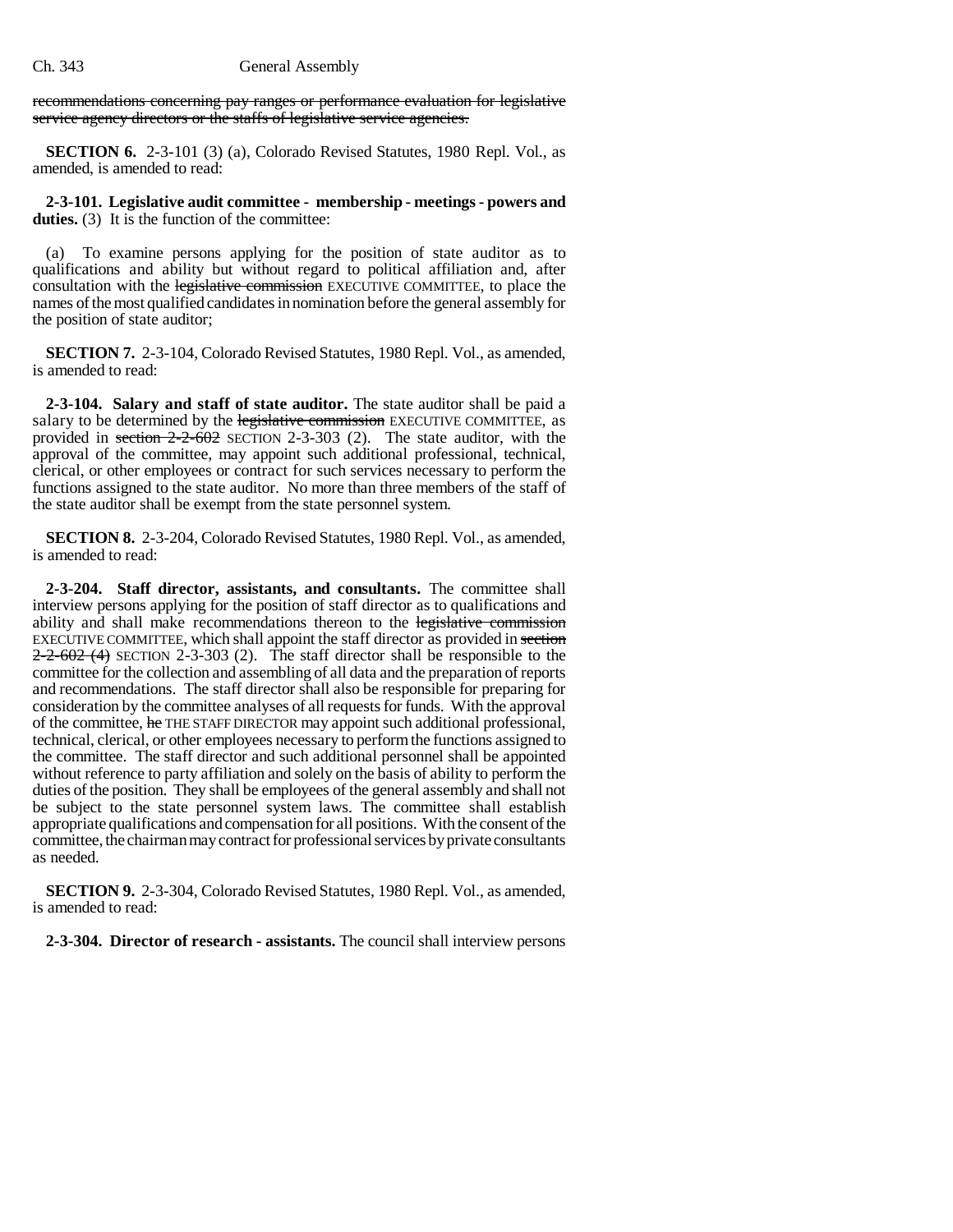~~recommendations concerning pay ranges or performance evaluation for legislative service agency directors or the staffs of legislative service agencies.~~

**SECTION 6.** 2-3-101 (3) (a), Colorado Revised Statutes, 1980 Repl. Vol., as amended, is amended to read:

**2-3-101. Legislative audit committee - membership - meetings - powers and duties.** (3) It is the function of the committee:

(a) To examine persons applying for the position of state auditor as to qualifications and ability but without regard to political affiliation and, after consultation with the ~~legislative commission~~ EXECUTIVE COMMITTEE, to place the names of the most qualified candidates in nomination before the general assembly for the position of state auditor;

**SECTION 7.** 2-3-104, Colorado Revised Statutes, 1980 Repl. Vol., as amended, is amended to read:

**2-3-104. Salary and staff of state auditor.** The state auditor shall be paid a salary to be determined by the ~~legislative commission~~ EXECUTIVE COMMITTEE, as provided in ~~section 2-2-602~~ SECTION 2-3-303 (2). The state auditor, with the approval of the committee, may appoint such additional professional, technical, clerical, or other employees or contract for such services necessary to perform the functions assigned to the state auditor. No more than three members of the staff of the state auditor shall be exempt from the state personnel system.

**SECTION 8.** 2-3-204, Colorado Revised Statutes, 1980 Repl. Vol., as amended, is amended to read:

**2-3-204. Staff director, assistants, and consultants.** The committee shall interview persons applying for the position of staff director as to qualifications and ability and shall make recommendations thereon to the ~~legislative commission~~ EXECUTIVE COMMITTEE, which shall appoint the staff director as provided in ~~section 2-2-602 (4)~~ SECTION 2-3-303 (2). The staff director shall be responsible to the committee for the collection and assembling of all data and the preparation of reports and recommendations. The staff director shall also be responsible for preparing for consideration by the committee analyses of all requests for funds. With the approval of the committee, ~~he~~ THE STAFF DIRECTOR may appoint such additional professional, technical, clerical, or other employees necessary to perform the functions assigned to the committee. The staff director and such additional personnel shall be appointed without reference to party affiliation and solely on the basis of ability to perform the duties of the position. They shall be employees of the general assembly and shall not be subject to the state personnel system laws. The committee shall establish appropriate qualifications and compensation for all positions. With the consent of the committee, the chairman may contract for professional services by private consultants as needed.

**SECTION 9.** 2-3-304, Colorado Revised Statutes, 1980 Repl. Vol., as amended, is amended to read:

**2-3-304. Director of research - assistants.** The council shall interview persons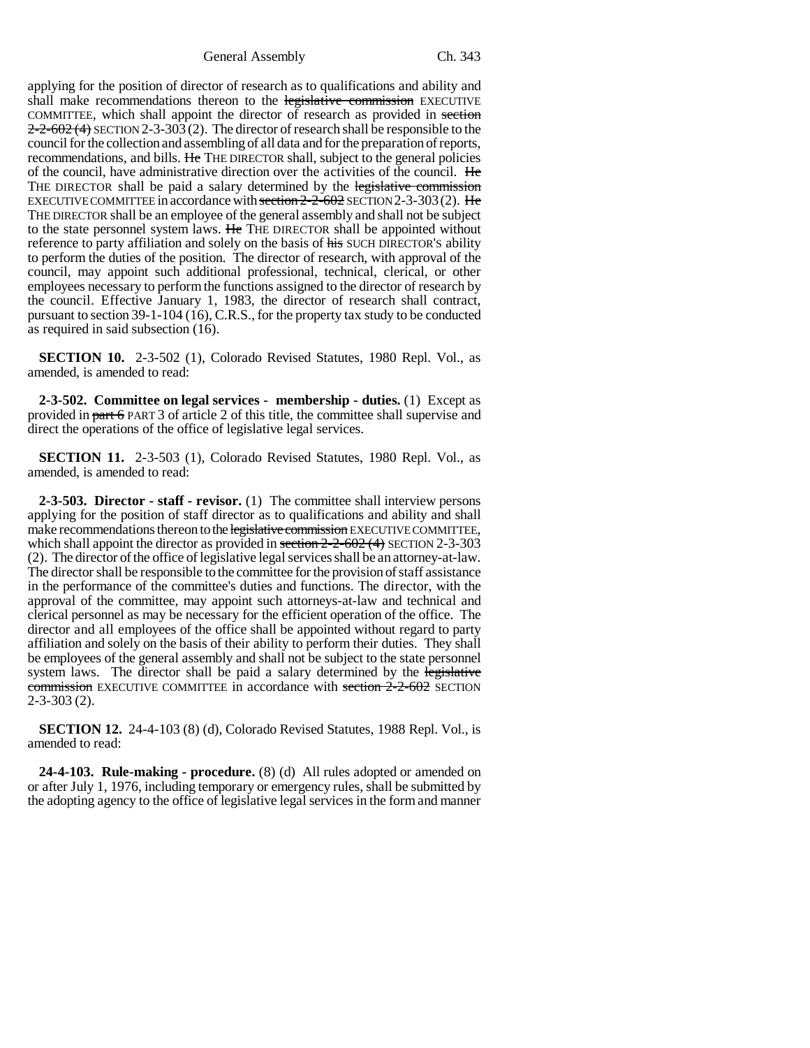applying for the position of director of research as to qualifications and ability and shall make recommendations thereon to the ~~legislative commission~~ EXECUTIVE COMMITTEE, which shall appoint the director of research as provided in ~~section 2-2-602 (4)~~ SECTION 2-3-303 (2). The director of research shall be responsible to the council for the collection and assembling of all data and for the preparation of reports, recommendations, and bills. ~~He~~ THE DIRECTOR shall, subject to the general policies of the council, have administrative direction over the activities of the council. ~~He~~ THE DIRECTOR shall be paid a salary determined by the ~~legislative commission~~ EXECUTIVE COMMITTEE in accordance with ~~section 2-2-602~~ SECTION 2-3-303 (2). ~~He~~ THE DIRECTOR shall be an employee of the general assembly and shall not be subject to the state personnel system laws. ~~He~~ THE DIRECTOR shall be appointed without reference to party affiliation and solely on the basis of ~~his~~ SUCH DIRECTOR'S ability to perform the duties of the position. The director of research, with approval of the council, may appoint such additional professional, technical, clerical, or other employees necessary to perform the functions assigned to the director of research by the council. Effective January 1, 1983, the director of research shall contract, pursuant to section 39-1-104 (16), C.R.S., for the property tax study to be conducted as required in said subsection (16).

**SECTION 10.** 2-3-502 (1), Colorado Revised Statutes, 1980 Repl. Vol., as amended, is amended to read:

**2-3-502. Committee on legal services - membership - duties.** (1) Except as provided in ~~part 6~~ PART 3 of article 2 of this title, the committee shall supervise and direct the operations of the office of legislative legal services.

**SECTION 11.** 2-3-503 (1), Colorado Revised Statutes, 1980 Repl. Vol., as amended, is amended to read:

**2-3-503. Director - staff - revisor.** (1) The committee shall interview persons applying for the position of staff director as to qualifications and ability and shall make recommendations thereon to the ~~legislative commission~~ EXECUTIVE COMMITTEE, which shall appoint the director as provided in ~~section 2-2-602 (4)~~ SECTION 2-3-303 (2). The director of the office of legislative legal services shall be an attorney-at-law. The director shall be responsible to the committee for the provision of staff assistance in the performance of the committee's duties and functions. The director, with the approval of the committee, may appoint such attorneys-at-law and technical and clerical personnel as may be necessary for the efficient operation of the office. The director and all employees of the office shall be appointed without regard to party affiliation and solely on the basis of their ability to perform their duties. They shall be employees of the general assembly and shall not be subject to the state personnel system laws. The director shall be paid a salary determined by the ~~legislative commission~~ EXECUTIVE COMMITTEE in accordance with ~~section 2-2-602~~ SECTION 2-3-303 (2).

**SECTION 12.** 24-4-103 (8) (d), Colorado Revised Statutes, 1988 Repl. Vol., is amended to read:

**24-4-103. Rule-making - procedure.** (8) (d) All rules adopted or amended on or after July 1, 1976, including temporary or emergency rules, shall be submitted by the adopting agency to the office of legislative legal services in the form and manner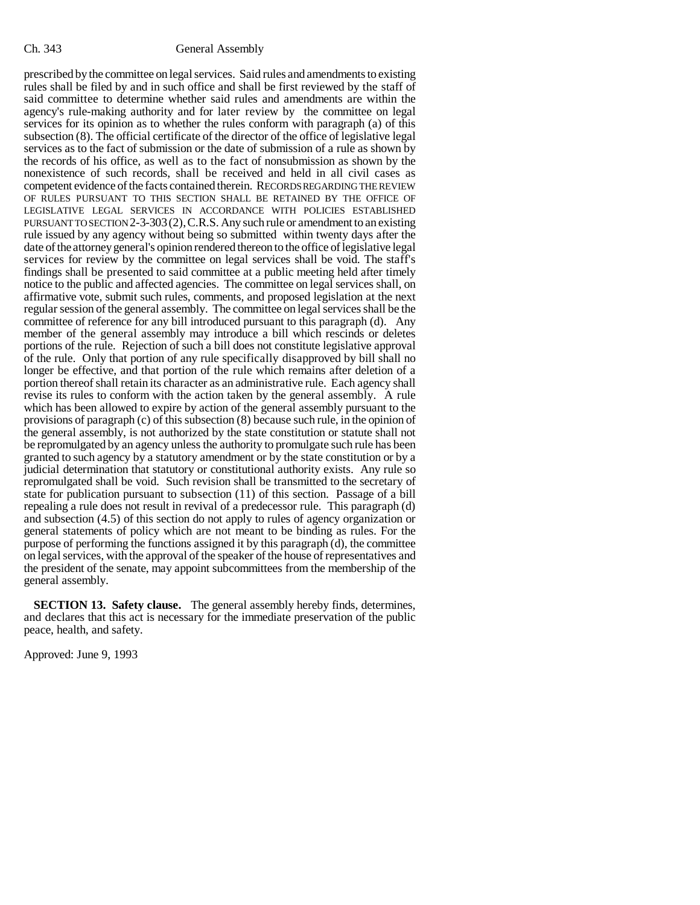prescribed by the committee on legal services. Said rules and amendments to existing rules shall be filed by and in such office and shall be first reviewed by the staff of said committee to determine whether said rules and amendments are within the agency's rule-making authority and for later review by the committee on legal services for its opinion as to whether the rules conform with paragraph (a) of this subsection (8). The official certificate of the director of the office of legislative legal services as to the fact of submission or the date of submission of a rule as shown by the records of his office, as well as to the fact of nonsubmission as shown by the nonexistence of such records, shall be received and held in all civil cases as competent evidence of the facts contained therein. RECORDS REGARDING THE REVIEW OF RULES PURSUANT TO THIS SECTION SHALL BE RETAINED BY THE OFFICE OF LEGISLATIVE LEGAL SERVICES IN ACCORDANCE WITH POLICIES ESTABLISHED PURSUANT TO SECTION 2-3-303 (2), C.R.S. Any such rule or amendment to an existing rule issued by any agency without being so submitted within twenty days after the date of the attorney general's opinion rendered thereon to the office of legislative legal services for review by the committee on legal services shall be void. The staff's findings shall be presented to said committee at a public meeting held after timely notice to the public and affected agencies. The committee on legal services shall, on affirmative vote, submit such rules, comments, and proposed legislation at the next regular session of the general assembly. The committee on legal services shall be the committee of reference for any bill introduced pursuant to this paragraph (d). Any member of the general assembly may introduce a bill which rescinds or deletes portions of the rule. Rejection of such a bill does not constitute legislative approval of the rule. Only that portion of any rule specifically disapproved by bill shall no longer be effective, and that portion of the rule which remains after deletion of a portion thereof shall retain its character as an administrative rule. Each agency shall revise its rules to conform with the action taken by the general assembly. A rule which has been allowed to expire by action of the general assembly pursuant to the provisions of paragraph (c) of this subsection (8) because such rule, in the opinion of the general assembly, is not authorized by the state constitution or statute shall not be repromulgated by an agency unless the authority to promulgate such rule has been granted to such agency by a statutory amendment or by the state constitution or by a judicial determination that statutory or constitutional authority exists. Any rule so repromulgated shall be void. Such revision shall be transmitted to the secretary of state for publication pursuant to subsection (11) of this section. Passage of a bill repealing a rule does not result in revival of a predecessor rule. This paragraph (d) and subsection (4.5) of this section do not apply to rules of agency organization or general statements of policy which are not meant to be binding as rules. For the purpose of performing the functions assigned it by this paragraph (d), the committee on legal services, with the approval of the speaker of the house of representatives and the president of the senate, may appoint subcommittees from the membership of the general assembly.

**SECTION 13. Safety clause.** The general assembly hereby finds, determines, and declares that this act is necessary for the immediate preservation of the public peace, health, and safety.

Approved: June 9, 1993